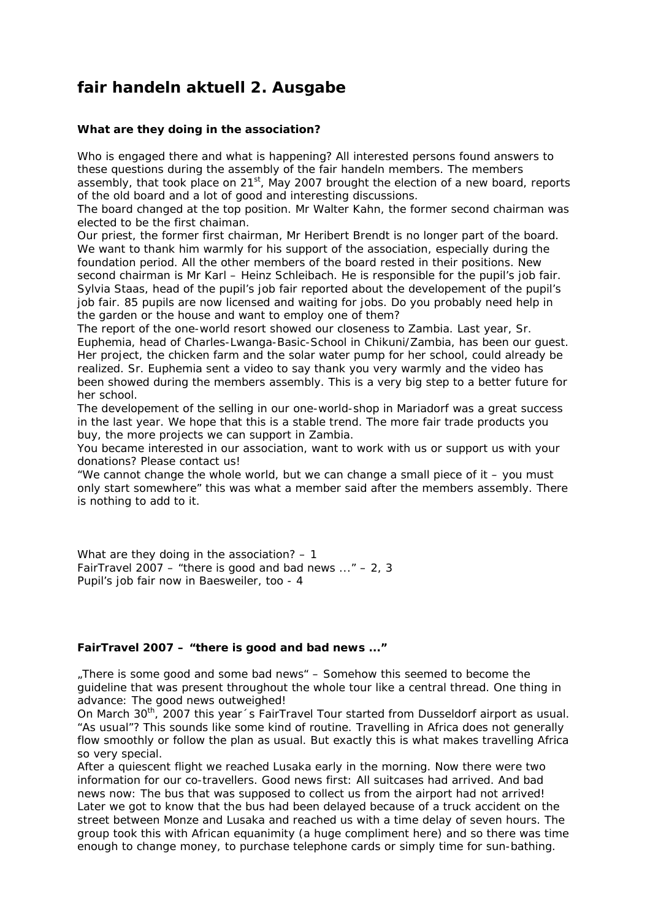# fair handeln aktuell 2. Ausgabe

### What are they doing in the association?

Who is engaged there and what is happening? All interested persons found answers to these questions during the assembly of the fair handeln members. The members assembly, that took place on 21st, May 2007 brought the election of a new board, reports of the old board and a lot of good and interesting discussions.
The board changed at the top position. Mr Walter Kahn, the former second chairman was elected to be the first chaiman.
Our priest, the former first chairman, Mr Heribert Brendt is no longer part of the board. We want to thank him warmly for his support of the association, especially during the foundation period. All the other members of the board rested in their positions. New second chairman is Mr Karl – Heinz Schleibach. He is responsible for the pupil's job fair. Sylvia Staas, head of the pupil's job fair reported about the developement of the pupil's job fair. 85 pupils are now licensed and waiting for jobs. Do you probably need help in the garden or the house and want to employ one of them?
The report of the one-world resort showed our closeness to Zambia. Last year, Sr. Euphemia, head of Charles-Lwanga-Basic-School in Chikuni/Zambia, has been our guest. Her project, the chicken farm and the solar water pump for her school, could already be realized. Sr. Euphemia sent a video to say thank you very warmly and the video has been showed during the members assembly. This is a very big step to a better future for her school.
The developement of the selling in our one-world-shop in Mariadorf was a great success in the last year. We hope that this is a stable trend. The more fair trade products you buy, the more projects we can support in Zambia.
You became interested in our association, want to work with us or support us with your donations? Please contact us!
"We cannot change the whole world, but we can change a small piece of it – you must only start somewhere" this was what a member said after the members assembly. There is nothing to add to it.

What are they doing in the association? – 1
FairTravel 2007 – "there is good and bad news ..." – 2, 3
Pupil's job fair now in Baesweiler, too - 4

### FairTravel 2007 – "there is good and bad news ..."

„There is some good and some bad news" – Somehow this seemed to become the guideline that was present throughout the whole tour like a central thread. One thing in advance: The good news outweighed!
On March 30th, 2007 this year´s FairTravel Tour started from Dusseldorf airport as usual. "As usual"? This sounds like some kind of routine. Travelling in Africa does not generally flow smoothly or follow the plan as usual. But exactly this is what makes travelling Africa so very special.
After a quiescent flight we reached Lusaka early in the morning. Now there were two information for our co-travellers. Good news first: All suitcases had arrived. And bad news now: The bus that was supposed to collect us from the airport had not arrived! Later we got to know that the bus had been delayed because of a truck accident on the street between Monze and Lusaka and reached us with a time delay of seven hours. The group took this with African equanimity (a huge compliment here) and so there was time enough to change money, to purchase telephone cards or simply time for sun-bathing.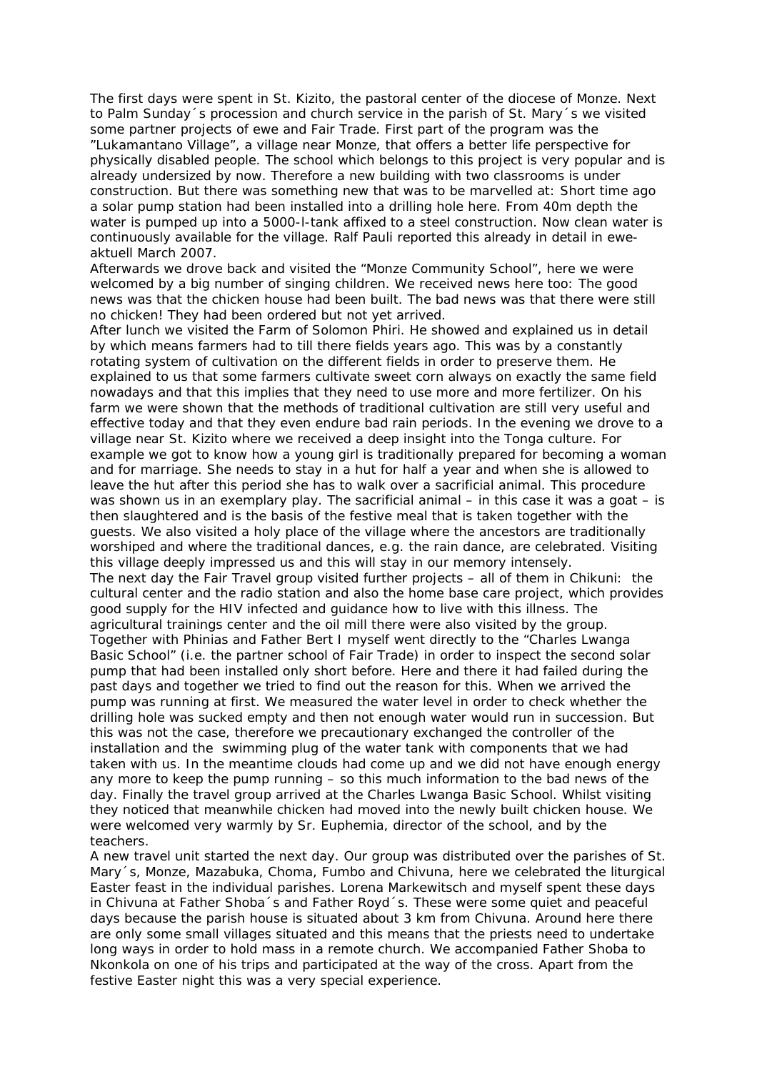The first days were spent in St. Kizito, the pastoral center of the diocese of Monze. Next to Palm Sunday´s procession and church service in the parish of St. Mary´s we visited some partner projects of ewe and Fair Trade. First part of the program was the "Lukamantano Village", a village near Monze, that offers a better life perspective for physically disabled people. The school which belongs to this project is very popular and is already undersized by now. Therefore a new building with two classrooms is under construction. But there was something new that was to be marvelled at: Short time ago a solar pump station had been installed into a drilling hole here. From 40m depth the water is pumped up into a 5000-l-tank affixed to a steel construction. Now clean water is continuously available for the village. Ralf Pauli reported this already in detail in ewe-aktuell March 2007.

Afterwards we drove back and visited the "Monze Community School", here we were welcomed by a big number of singing children. We received news here too: The good news was that the chicken house had been built. The bad news was that there were still no chicken! They had been ordered but not yet arrived.

After lunch we visited the Farm of Solomon Phiri. He showed and explained us in detail by which means farmers had to till there fields years ago. This was by a constantly rotating system of cultivation on the different fields in order to preserve them. He explained to us that some farmers cultivate sweet corn always on exactly the same field nowadays and that this implies that they need to use more and more fertilizer. On his farm we were shown that the methods of traditional cultivation are still very useful and effective today and that they even endure bad rain periods. In the evening we drove to a village near St. Kizito where we received a deep insight into the Tonga culture. For example we got to know how a young girl is traditionally prepared for becoming a woman and for marriage. She needs to stay in a hut for half a year and when she is allowed to leave the hut after this period she has to walk over a sacrificial animal. This procedure was shown us in an exemplary play. The sacrificial animal – in this case it was a goat – is then slaughtered and is the basis of the festive meal that is taken together with the guests. We also visited a holy place of the village where the ancestors are traditionally worshiped and where the traditional dances, e.g. the rain dance, are celebrated. Visiting this village deeply impressed us and this will stay in our memory intensely.

The next day the Fair Travel group visited further projects – all of them in Chikuni: the cultural center and the radio station and also the home base care project, which provides good supply for the HIV infected and guidance how to live with this illness. The agricultural trainings center and the oil mill there were also visited by the group. Together with Phinias and Father Bert I myself went directly to the "Charles Lwanga Basic School" (i.e. the partner school of Fair Trade) in order to inspect the second solar pump that had been installed only short before. Here and there it had failed during the past days and together we tried to find out the reason for this. When we arrived the pump was running at first. We measured the water level in order to check whether the drilling hole was sucked empty and then not enough water would run in succession. But this was not the case, therefore we precautionary exchanged the controller of the installation and the swimming plug of the water tank with components that we had taken with us. In the meantime clouds had come up and we did not have enough energy any more to keep the pump running – so this much information to the bad news of the day. Finally the travel group arrived at the Charles Lwanga Basic School. Whilst visiting they noticed that meanwhile chicken had moved into the newly built chicken house. We were welcomed very warmly by Sr. Euphemia, director of the school, and by the teachers.

A new travel unit started the next day. Our group was distributed over the parishes of St. Mary´s, Monze, Mazabuka, Choma, Fumbo and Chivuna, here we celebrated the liturgical Easter feast in the individual parishes. Lorena Markewitsch and myself spent these days in Chivuna at Father Shoba´s and Father Royd´s. These were some quiet and peaceful days because the parish house is situated about 3 km from Chivuna. Around here there are only some small villages situated and this means that the priests need to undertake long ways in order to hold mass in a remote church. We accompanied Father Shoba to Nkonkola on one of his trips and participated at the way of the cross. Apart from the festive Easter night this was a very special experience.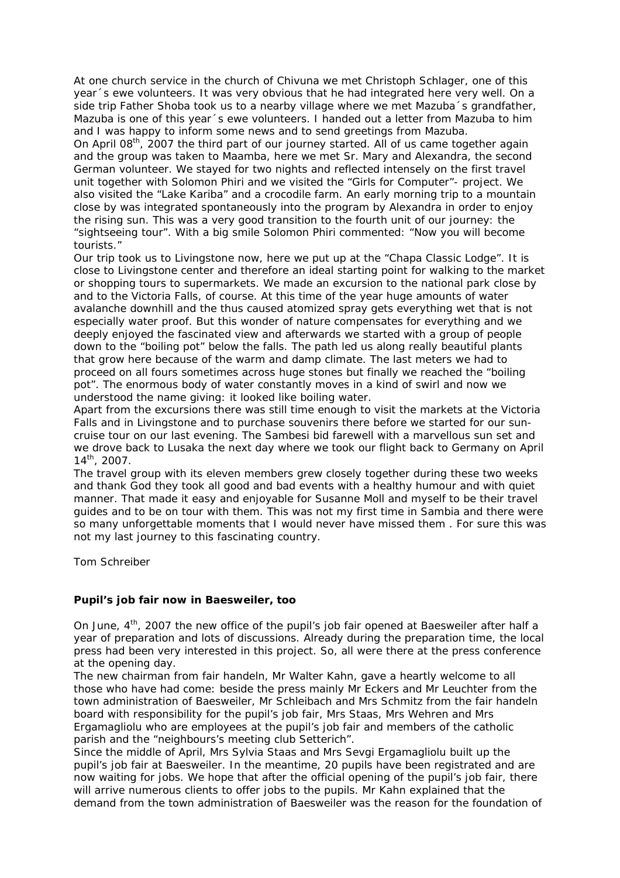At one church service in the church of Chivuna we met Christoph Schlager, one of this year´s ewe volunteers. It was very obvious that he had integrated here very well. On a side trip Father Shoba took us to a nearby village where we met Mazuba´s grandfather, Mazuba is one of this year´s ewe volunteers. I handed out a letter from Mazuba to him and I was happy to inform some news and to send greetings from Mazuba.
On April 08th, 2007 the third part of our journey started. All of us came together again and the group was taken to Maamba, here we met Sr. Mary and Alexandra, the second German volunteer. We stayed for two nights and reflected intensely on the first travel unit together with Solomon Phiri and we visited the "Girls for Computer"- project. We also visited the "Lake Kariba" and a crocodile farm. An early morning trip to a mountain close by was integrated spontaneously into the program by Alexandra in order to enjoy the rising sun. This was a very good transition to the fourth unit of our journey: the "sightseeing tour". With a big smile Solomon Phiri commented: "Now you will become tourists."
Our trip took us to Livingstone now, here we put up at the "Chapa Classic Lodge". It is close to Livingstone center and therefore an ideal starting point for walking to the market or shopping tours to supermarkets. We made an excursion to the national park close by and to the Victoria Falls, of course. At this time of the year huge amounts of water avalanche downhill and the thus caused atomized spray gets everything wet that is not especially water proof. But this wonder of nature compensates for everything and we deeply enjoyed the fascinated view and afterwards we started with a group of people down to the "boiling pot" below the falls. The path led us along really beautiful plants that grow here because of the warm and damp climate. The last meters we had to proceed on all fours sometimes across huge stones but finally we reached the "boiling pot". The enormous body of water constantly moves in a kind of swirl and now we understood the name giving: it looked like boiling water.
Apart from the excursions there was still time enough to visit the markets at the Victoria Falls and in Livingstone and to purchase souvenirs there before we started for our sun-cruise tour on our last evening. The Sambesi bid farewell with a marvellous sun set and we drove back to Lusaka the next day where we took our flight back to Germany on April 14th, 2007.
The travel group with its eleven members grew closely together during these two weeks and thank God they took all good and bad events with a healthy humour and with quiet manner. That made it easy and enjoyable for Susanne Moll and myself to be their travel guides and to be on tour with them. This was not my first time in Sambia and there were so many unforgettable moments that I would never have missed them . For sure this was not my last journey to this fascinating country.

Tom Schreiber

**Pupil's job fair now in Baesweiler, too**

On June, 4th, 2007 the new office of the pupil's job fair opened at Baesweiler after half a year of preparation and lots of discussions. Already during the preparation time, the local press had been very interested in this project. So, all were there at the press conference at the opening day.
The new chairman from fair handeln, Mr Walter Kahn, gave a heartly welcome to all those who have had come: beside the press mainly Mr Eckers and Mr Leuchter from the town administration of Baesweiler, Mr Schleibach and Mrs Schmitz from the fair handeln board with responsibility for the pupil's job fair, Mrs Staas, Mrs Wehren and Mrs Ergamagliolu who are employees at the pupil's job fair and members of the catholic parish and the "neighbours's meeting club Setterich".
Since the middle of April, Mrs Sylvia Staas and Mrs Sevgi Ergamagliolu built up the pupil's job fair at Baesweiler. In the meantime, 20 pupils have been registrated and are now waiting for jobs. We hope that after the official opening of the pupil's job fair, there will arrive numerous clients to offer jobs to the pupils. Mr Kahn explained that the demand from the town administration of Baesweiler was the reason for the foundation of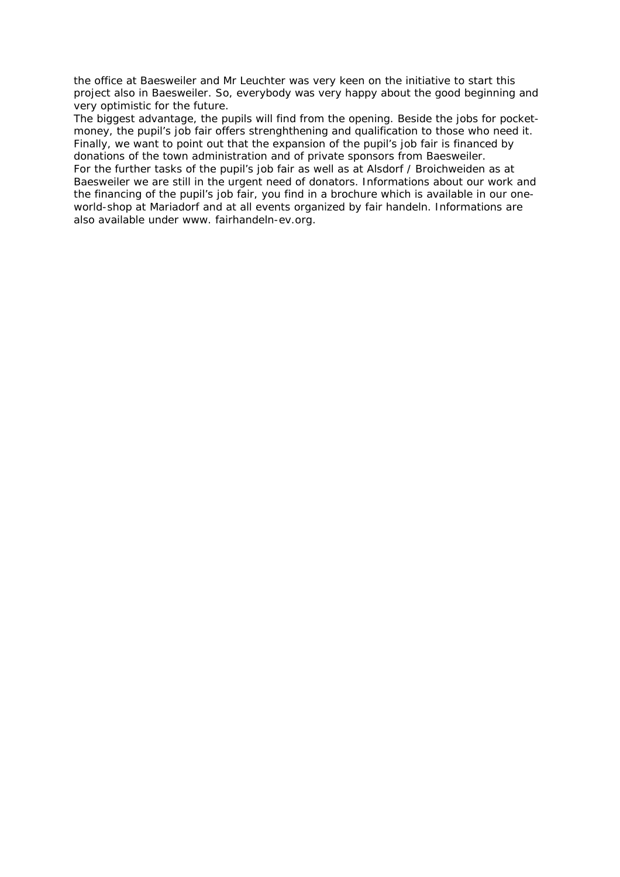the office at Baesweiler and Mr Leuchter was very keen on the initiative to start this project also in Baesweiler. So, everybody was very happy about the good beginning and very optimistic for the future.

The biggest advantage, the pupils will find from the opening. Beside the jobs for pocket-money, the pupil's job fair offers strenghthening and qualification to those who need it. Finally, we want to point out that the expansion of the pupil's job fair is financed by donations of the town administration and of private sponsors from Baesweiler.

For the further tasks of the pupil's job fair as well as at Alsdorf / Broichweiden as at Baesweiler we are still in the urgent need of donators. Informations about our work and the financing of the pupil's job fair, you find in a brochure which is available in our one-world-shop at Mariadorf and at all events organized by fair handeln. Informations are also available under www. fairhandeln-ev.org.